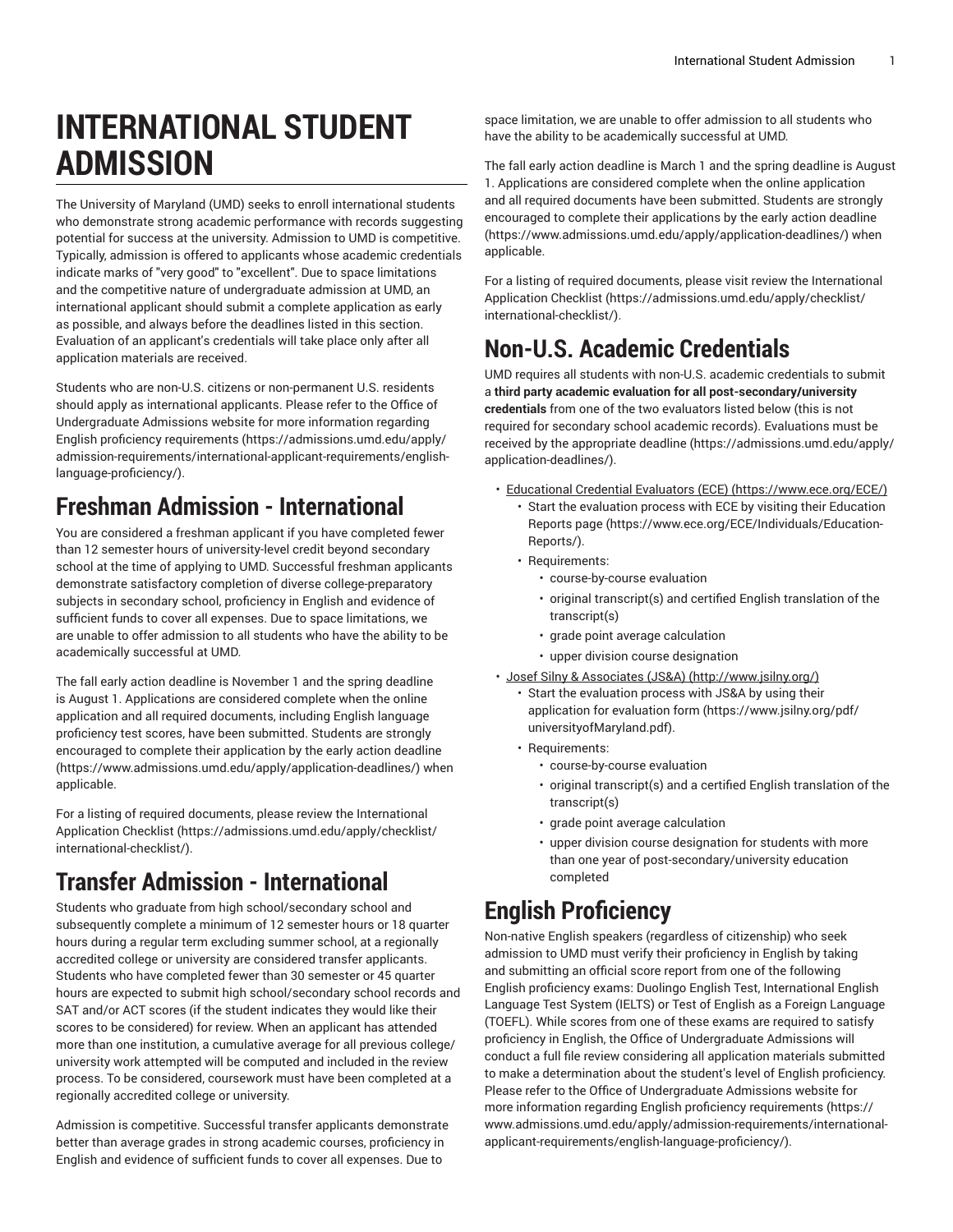# INTERNATIONAL STUDENT ADMISSION

The University of Maryland (UMD) seeks to enroll international students who demonstrate strong academic performance with records suggesting potential for success at the university. Admission to UMD is competitive. Typically, admission is offered to applicants whose academic credentials indicate marks of "very good" to "excellent". Due to space limitations and the competitive nature of undergraduate admission at UMD, an international applicant should submit a complete application as early as possible, and always before the deadlines listed in this section. Evaluation of an applicant's credentials will take place only after all application materials are received.

Students who are non-U.S. citizens or non-permanent U.S. residents should apply as international applicants. Please refer to the Office of Undergraduate Admissions website for more information regarding English proficiency requirements (https://admissions.umd.edu/apply/admission-requirements/international-applicant-requirements/english-language-proficiency/).

## Freshman Admission - International

You are considered a freshman applicant if you have completed fewer than 12 semester hours of university-level credit beyond secondary school at the time of applying to UMD. Successful freshman applicants demonstrate satisfactory completion of diverse college-preparatory subjects in secondary school, proficiency in English and evidence of sufficient funds to cover all expenses. Due to space limitations, we are unable to offer admission to all students who have the ability to be academically successful at UMD.

The fall early action deadline is November 1 and the spring deadline is August 1. Applications are considered complete when the online application and all required documents, including English language proficiency test scores, have been submitted. Students are strongly encouraged to complete their application by the early action deadline (https://www.admissions.umd.edu/apply/application-deadlines/) when applicable.

For a listing of required documents, please review the International Application Checklist (https://admissions.umd.edu/apply/checklist/international-checklist/).

## Transfer Admission - International

Students who graduate from high school/secondary school and subsequently complete a minimum of 12 semester hours or 18 quarter hours during a regular term excluding summer school, at a regionally accredited college or university are considered transfer applicants. Students who have completed fewer than 30 semester or 45 quarter hours are expected to submit high school/secondary school records and SAT and/or ACT scores (if the student indicates they would like their scores to be considered) for review. When an applicant has attended more than one institution, a cumulative average for all previous college/university work attempted will be computed and included in the review process. To be considered, coursework must have been completed at a regionally accredited college or university.

Admission is competitive. Successful transfer applicants demonstrate better than average grades in strong academic courses, proficiency in English and evidence of sufficient funds to cover all expenses. Due to space limitation, we are unable to offer admission to all students who have the ability to be academically successful at UMD.

The fall early action deadline is March 1 and the spring deadline is August 1. Applications are considered complete when the online application and all required documents have been submitted. Students are strongly encouraged to complete their applications by the early action deadline (https://www.admissions.umd.edu/apply/application-deadlines/) when applicable.

For a listing of required documents, please visit review the International Application Checklist (https://admissions.umd.edu/apply/checklist/international-checklist/).

## Non-U.S. Academic Credentials

UMD requires all students with non-U.S. academic credentials to submit a **third party academic evaluation for all post-secondary/university credentials** from one of the two evaluators listed below (this is not required for secondary school academic records). Evaluations must be received by the appropriate deadline (https://admissions.umd.edu/apply/application-deadlines/).

- Educational Credential Evaluators (ECE) (https://www.ece.org/ECE/)
  - Start the evaluation process with ECE by visiting their Education Reports page (https://www.ece.org/ECE/Individuals/Education-Reports/).
  - Requirements:
    - course-by-course evaluation
    - original transcript(s) and certified English translation of the transcript(s)
    - grade point average calculation
    - upper division course designation
- Josef Silny & Associates (JS&A) (http://www.jsilny.org/)
  - Start the evaluation process with JS&A by using their application for evaluation form (https://www.jsilny.org/pdf/universityofMaryland.pdf).
  - Requirements:
    - course-by-course evaluation
    - original transcript(s) and a certified English translation of the transcript(s)
    - grade point average calculation
    - upper division course designation for students with more than one year of post-secondary/university education completed

## English Proficiency

Non-native English speakers (regardless of citizenship) who seek admission to UMD must verify their proficiency in English by taking and submitting an official score report from one of the following English proficiency exams: Duolingo English Test, International English Language Test System (IELTS) or Test of English as a Foreign Language (TOEFL). While scores from one of these exams are required to satisfy proficiency in English, the Office of Undergraduate Admissions will conduct a full file review considering all application materials submitted to make a determination about the student's level of English proficiency. Please refer to the Office of Undergraduate Admissions website for more information regarding English proficiency requirements (https://www.admissions.umd.edu/apply/admission-requirements/international-applicant-requirements/english-language-proficiency/).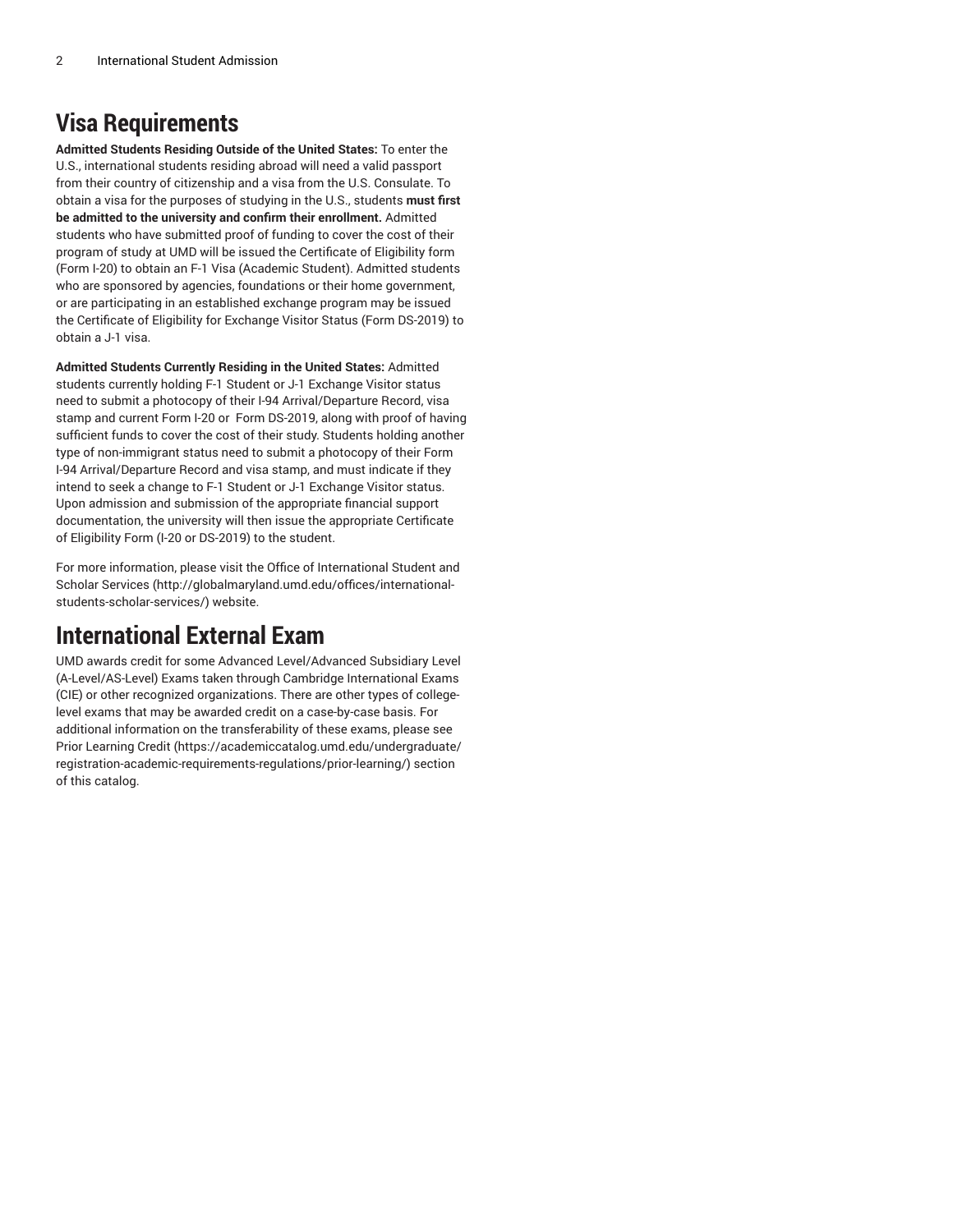## Visa Requirements

**Admitted Students Residing Outside of the United States:** To enter the U.S., international students residing abroad will need a valid passport from their country of citizenship and a visa from the U.S. Consulate. To obtain a visa for the purposes of studying in the U.S., students **must first be admitted to the university and confirm their enrollment.** Admitted students who have submitted proof of funding to cover the cost of their program of study at UMD will be issued the Certificate of Eligibility form (Form I-20) to obtain an F-1 Visa (Academic Student). Admitted students who are sponsored by agencies, foundations or their home government, or are participating in an established exchange program may be issued the Certificate of Eligibility for Exchange Visitor Status (Form DS-2019) to obtain a J-1 visa.

**Admitted Students Currently Residing in the United States:** Admitted students currently holding F-1 Student or J-1 Exchange Visitor status need to submit a photocopy of their I-94 Arrival/Departure Record, visa stamp and current Form I-20 or Form DS-2019, along with proof of having sufficient funds to cover the cost of their study. Students holding another type of non-immigrant status need to submit a photocopy of their Form I-94 Arrival/Departure Record and visa stamp, and must indicate if they intend to seek a change to F-1 Student or J-1 Exchange Visitor status. Upon admission and submission of the appropriate financial support documentation, the university will then issue the appropriate Certificate of Eligibility Form (I-20 or DS-2019) to the student.

For more information, please visit the Office of International Student and Scholar Services (http://globalmaryland.umd.edu/offices/international-students-scholar-services/) website.

## International External Exam

UMD awards credit for some Advanced Level/Advanced Subsidiary Level (A-Level/AS-Level) Exams taken through Cambridge International Exams (CIE) or other recognized organizations. There are other types of college-level exams that may be awarded credit on a case-by-case basis. For additional information on the transferability of these exams, please see Prior Learning Credit (https://academiccatalog.umd.edu/undergraduate/registration-academic-requirements-regulations/prior-learning/) section of this catalog.